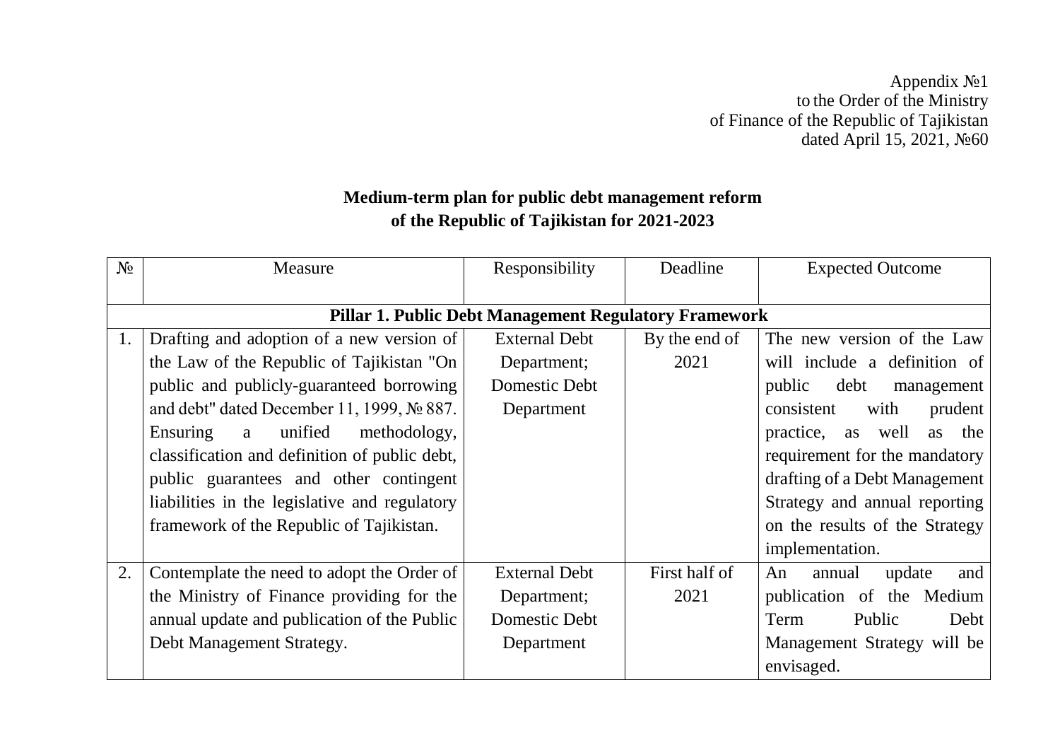Appendix №1
to the Order of the Ministry
of Finance of the Republic of Tajikistan
dated April 15, 2021, №60

**Medium-term plan for public debt management reform**
**of the Republic of Tajikistan for 2021-2023**

| № | Measure | Responsibility | Deadline | Expected Outcome |
|---|---|---|---|---|
| **Pillar 1. Public Debt Management Regulatory Framework** | | | | |
| 1. | Drafting and adoption of a new version of the Law of the Republic of Tajikistan "On public and publicly-guaranteed borrowing and debt" dated December 11, 1999, № 887. Ensuring a unified methodology, classification and definition of public debt, public guarantees and other contingent liabilities in the legislative and regulatory framework of the Republic of Tajikistan. | External Debt Department; Domestic Debt Department | By the end of 2021 | The new version of the Law will include a definition of public debt management consistent with prudent practice, as well as the requirement for the mandatory drafting of a Debt Management Strategy and annual reporting on the results of the Strategy implementation. |
| 2. | Contemplate the need to adopt the Order of the Ministry of Finance providing for the annual update and publication of the Public Debt Management Strategy. | External Debt Department; Domestic Debt Department | First half of 2021 | An annual update and publication of the Medium Term Public Debt Management Strategy will be envisaged. |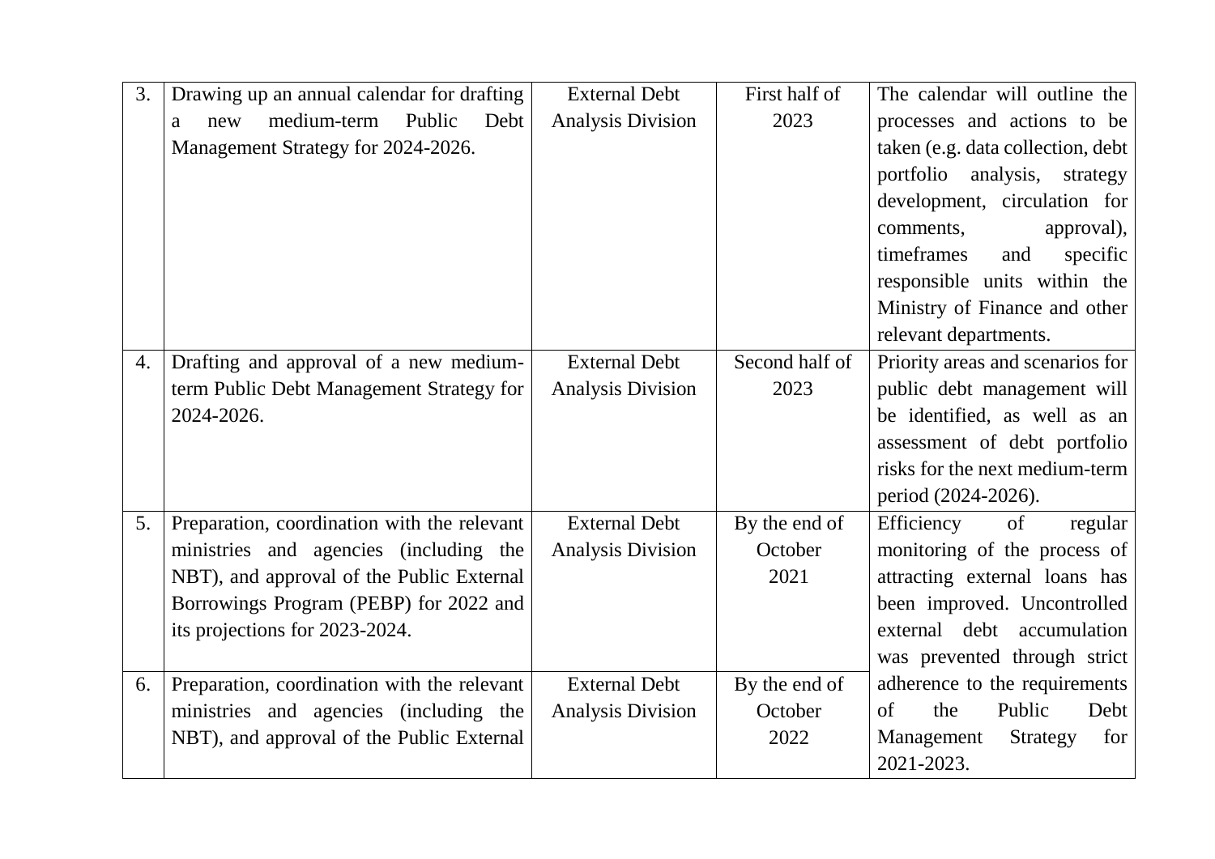| 3. | Drawing up an annual calendar for drafting a new medium-term Public Debt Management Strategy for 2024-2026. | External Debt Analysis Division | First half of 2023 | The calendar will outline the processes and actions to be taken (e.g. data collection, debt portfolio analysis, strategy development, circulation for comments, approval), timeframes and specific responsible units within the Ministry of Finance and other relevant departments. |
|---|---|---|---|---|
| 4. | Drafting and approval of a new medium-term Public Debt Management Strategy for 2024-2026. | External Debt Analysis Division | Second half of 2023 | Priority areas and scenarios for public debt management will be identified, as well as an assessment of debt portfolio risks for the next medium-term period (2024-2026). |
| 5. | Preparation, coordination with the relevant ministries and agencies (including the NBT), and approval of the Public External Borrowings Program (PEBP) for 2022 and its projections for 2023-2024. | External Debt Analysis Division | By the end of October 2021 | Efficiency of regular monitoring of the process of attracting external loans has been improved. Uncontrolled external debt accumulation was prevented through strict adherence to the requirements of the Public Debt Management Strategy for 2021-2023. |
| 6. | Preparation, coordination with the relevant ministries and agencies (including the NBT), and approval of the Public External | External Debt Analysis Division | By the end of October 2022 | |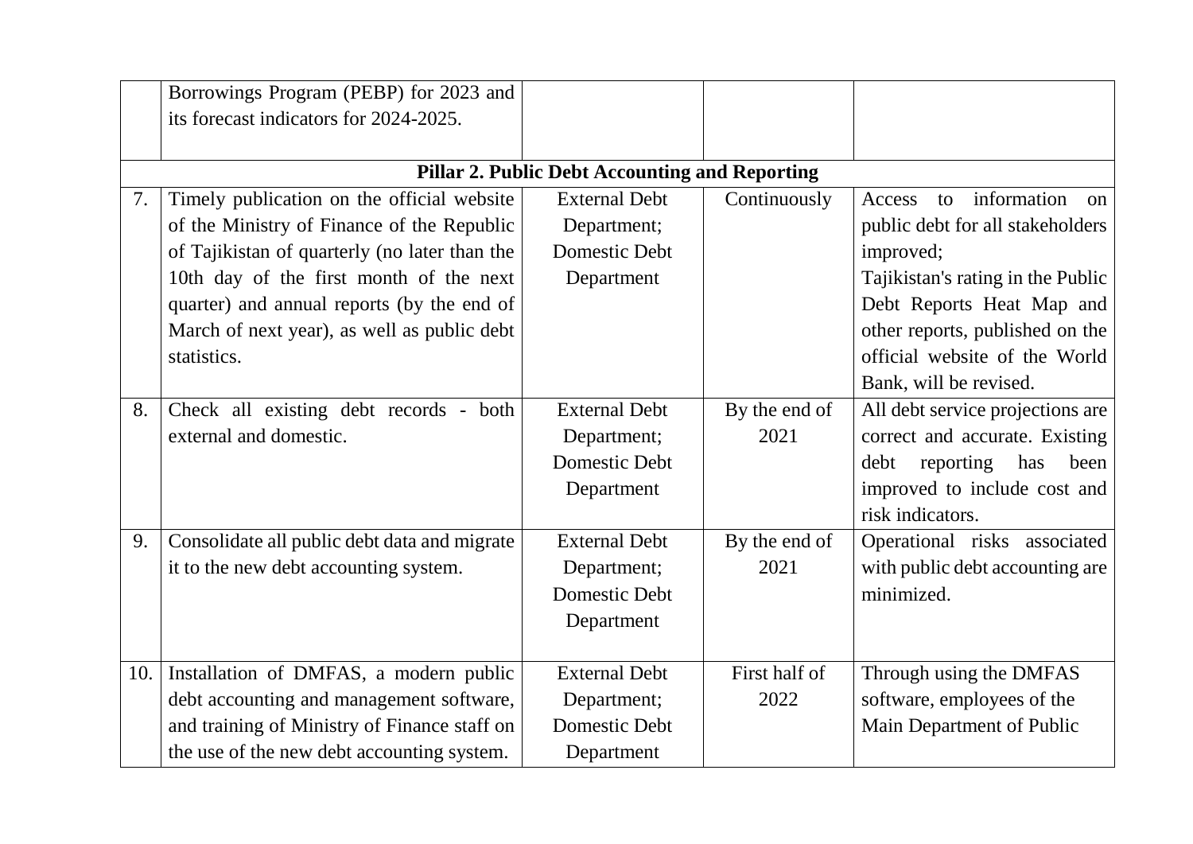| | | | | |
|---|---|---|---|---|
| | Borrowings Program (PEBP) for 2023 and its forecast indicators for 2024-2025. | | | |
| | **Pillar 2. Public Debt Accounting and Reporting** | | | |
| 7. | Timely publication on the official website of the Ministry of Finance of the Republic of Tajikistan of quarterly (no later than the 10th day of the first month of the next quarter) and annual reports (by the end of March of next year), as well as public debt statistics. | External Debt Department; Domestic Debt Department | Continuously | Access to information on public debt for all stakeholders improved; Tajikistan's rating in the Public Debt Reports Heat Map and other reports, published on the official website of the World Bank, will be revised. |
| 8. | Check all existing debt records - both external and domestic. | External Debt Department; Domestic Debt Department | By the end of 2021 | All debt service projections are correct and accurate. Existing debt reporting has been improved to include cost and risk indicators. |
| 9. | Consolidate all public debt data and migrate it to the new debt accounting system. | External Debt Department; Domestic Debt Department | By the end of 2021 | Operational risks associated with public debt accounting are minimized. |
| 10. | Installation of DMFAS, a modern public debt accounting and management software, and training of Ministry of Finance staff on the use of the new debt accounting system. | External Debt Department; Domestic Debt Department | First half of 2022 | Through using the DMFAS software, employees of the Main Department of Public |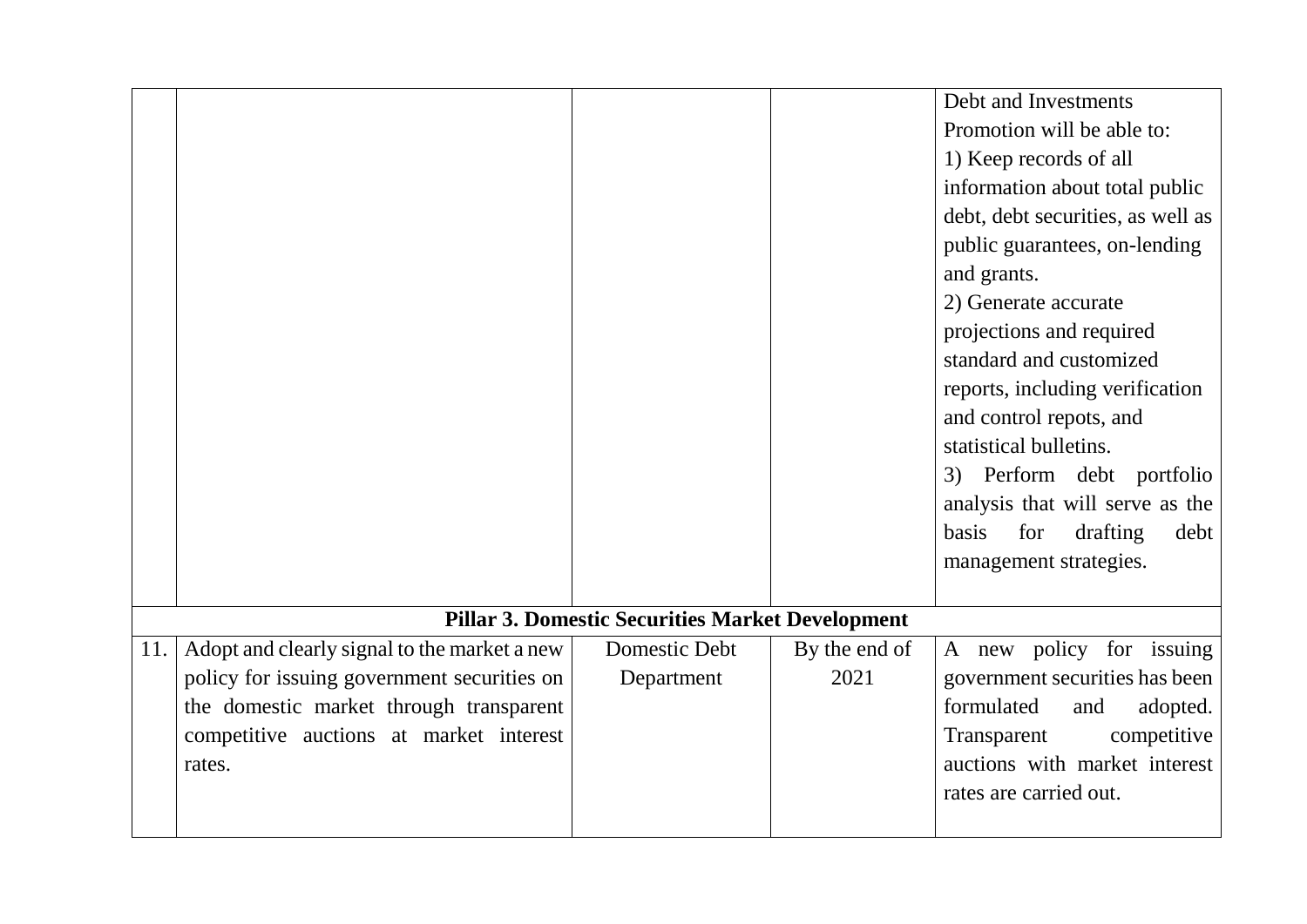| | | | | |
|---|---|---|---|---|
| | | | | Debt and Investments Promotion will be able to:<br>1) Keep records of all information about total public debt, debt securities, as well as public guarantees, on-lending and grants.<br>2) Generate accurate projections and required standard and customized reports, including verification and control repots, and statistical bulletins.<br>3) Perform debt portfolio analysis that will serve as the basis for drafting debt management strategies. |
| **Pillar 3. Domestic Securities Market Development** | | | | |
| 11. | Adopt and clearly signal to the market a new policy for issuing government securities on the domestic market through transparent competitive auctions at market interest rates. | Domestic Debt Department | By the end of 2021 | A new policy for issuing government securities has been formulated and adopted. Transparent competitive auctions with market interest rates are carried out. |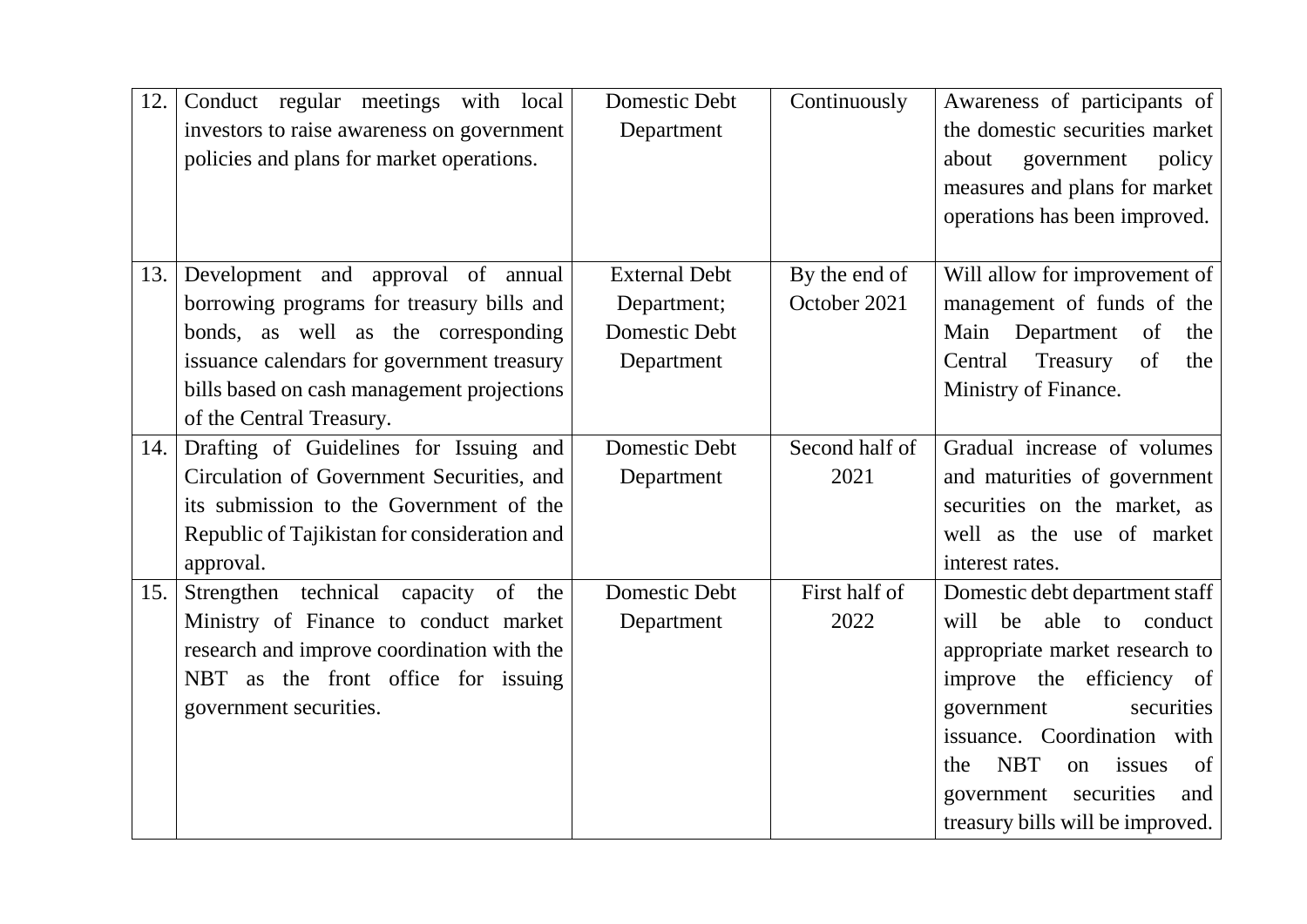| 12. | Conduct regular meetings with local investors to raise awareness on government policies and plans for market operations. | Domestic Debt Department | Continuously | Awareness of participants of the domestic securities market about government policy measures and plans for market operations has been improved. |
|---|---|---|---|---|
| 13. | Development and approval of annual borrowing programs for treasury bills and bonds, as well as the corresponding issuance calendars for government treasury bills based on cash management projections of the Central Treasury. | External Debt Department; Domestic Debt Department | By the end of October 2021 | Will allow for improvement of management of funds of the Main Department of the Central Treasury of the Ministry of Finance. |
| 14. | Drafting of Guidelines for Issuing and Circulation of Government Securities, and its submission to the Government of the Republic of Tajikistan for consideration and approval. | Domestic Debt Department | Second half of 2021 | Gradual increase of volumes and maturities of government securities on the market, as well as the use of market interest rates. |
| 15. | Strengthen technical capacity of the Ministry of Finance to conduct market research and improve coordination with the NBT as the front office for issuing government securities. | Domestic Debt Department | First half of 2022 | Domestic debt department staff will be able to conduct appropriate market research to improve the efficiency of government securities issuance. Coordination with the NBT on issues of government securities and treasury bills will be improved. |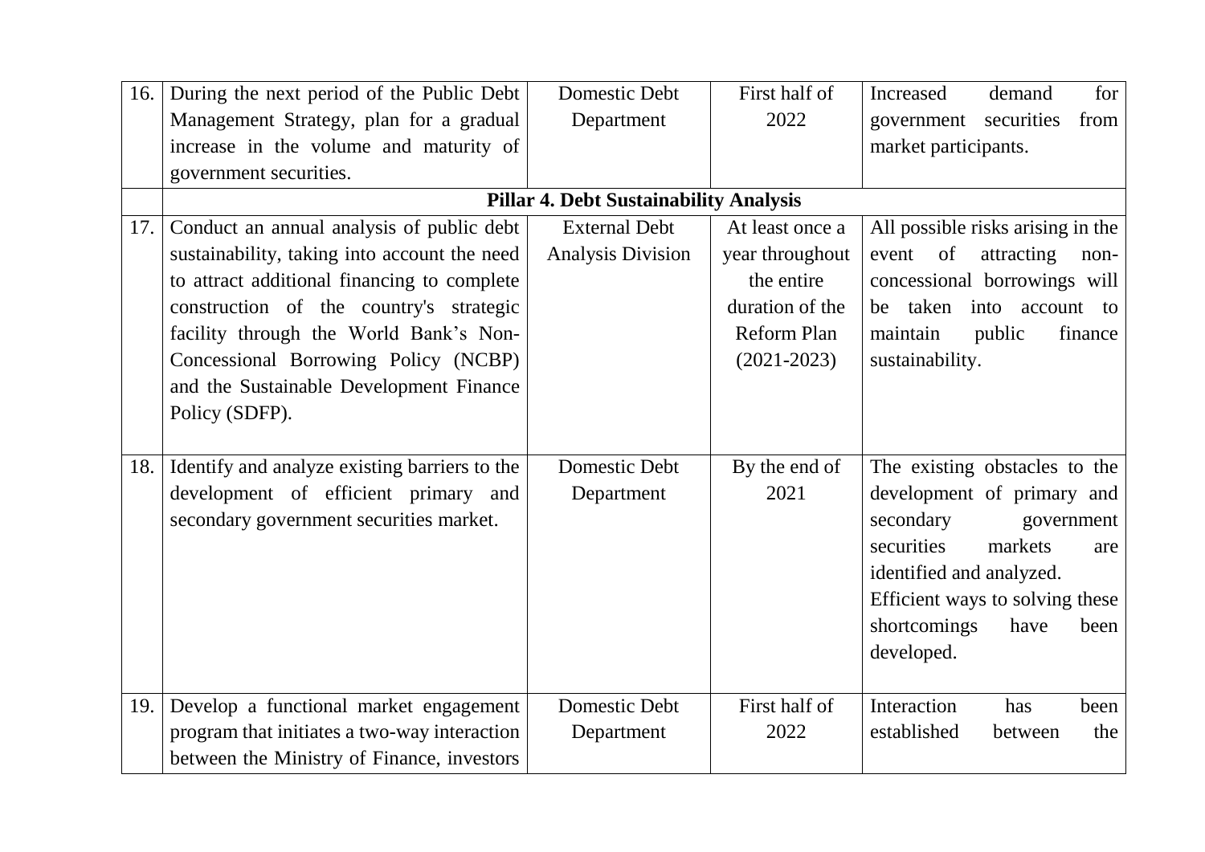| | | | | |
|---|---|---|---|---|
| 16. | During the next period of the Public Debt Management Strategy, plan for a gradual increase in the volume and maturity of government securities. | Domestic Debt Department | First half of 2022 | Increased demand for government securities from market participants. |
| | **Pillar 4. Debt Sustainability Analysis** | | | |
| 17. | Conduct an annual analysis of public debt sustainability, taking into account the need to attract additional financing to complete construction of the country's strategic facility through the World Bank's Non-Concessional Borrowing Policy (NCBP) and the Sustainable Development Finance Policy (SDFP). | External Debt Analysis Division | At least once a year throughout the entire duration of the Reform Plan (2021-2023) | All possible risks arising in the event of attracting non-concessional borrowings will be taken into account to maintain public finance sustainability. |
| 18. | Identify and analyze existing barriers to the development of efficient primary and secondary government securities market. | Domestic Debt Department | By the end of 2021 | The existing obstacles to the development of primary and secondary government securities markets are identified and analyzed. Efficient ways to solving these shortcomings have been developed. |
| 19. | Develop a functional market engagement program that initiates a two-way interaction between the Ministry of Finance, investors | Domestic Debt Department | First half of 2022 | Interaction has been established between the |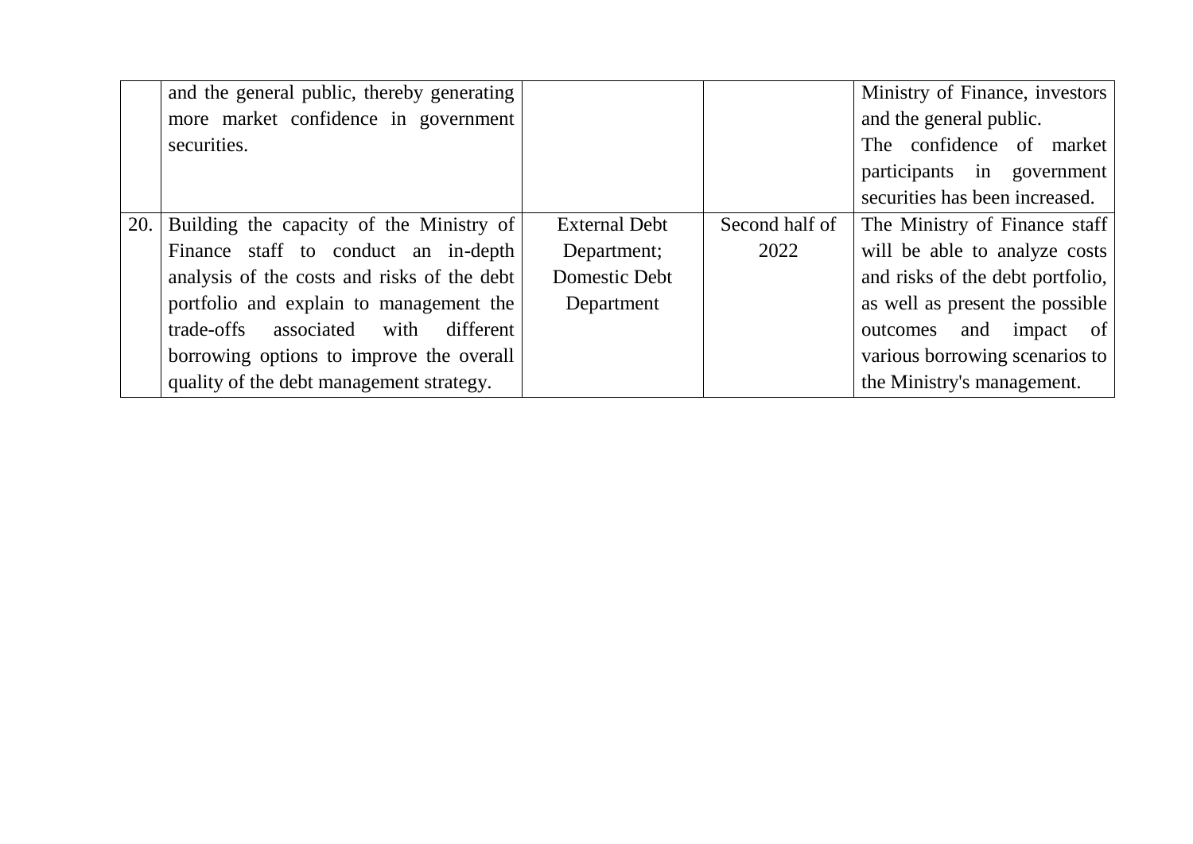| | | | | |
|---|---|---|---|---|
| | and the general public, thereby generating more market confidence in government securities. | | | Ministry of Finance, investors and the general public. The confidence of market participants in government securities has been increased. |
| 20. | Building the capacity of the Ministry of Finance staff to conduct an in-depth analysis of the costs and risks of the debt portfolio and explain to management the trade-offs associated with different borrowing options to improve the overall quality of the debt management strategy. | External Debt Department; Domestic Debt Department | Second half of 2022 | The Ministry of Finance staff will be able to analyze costs and risks of the debt portfolio, as well as present the possible outcomes and impact of various borrowing scenarios to the Ministry's management. |